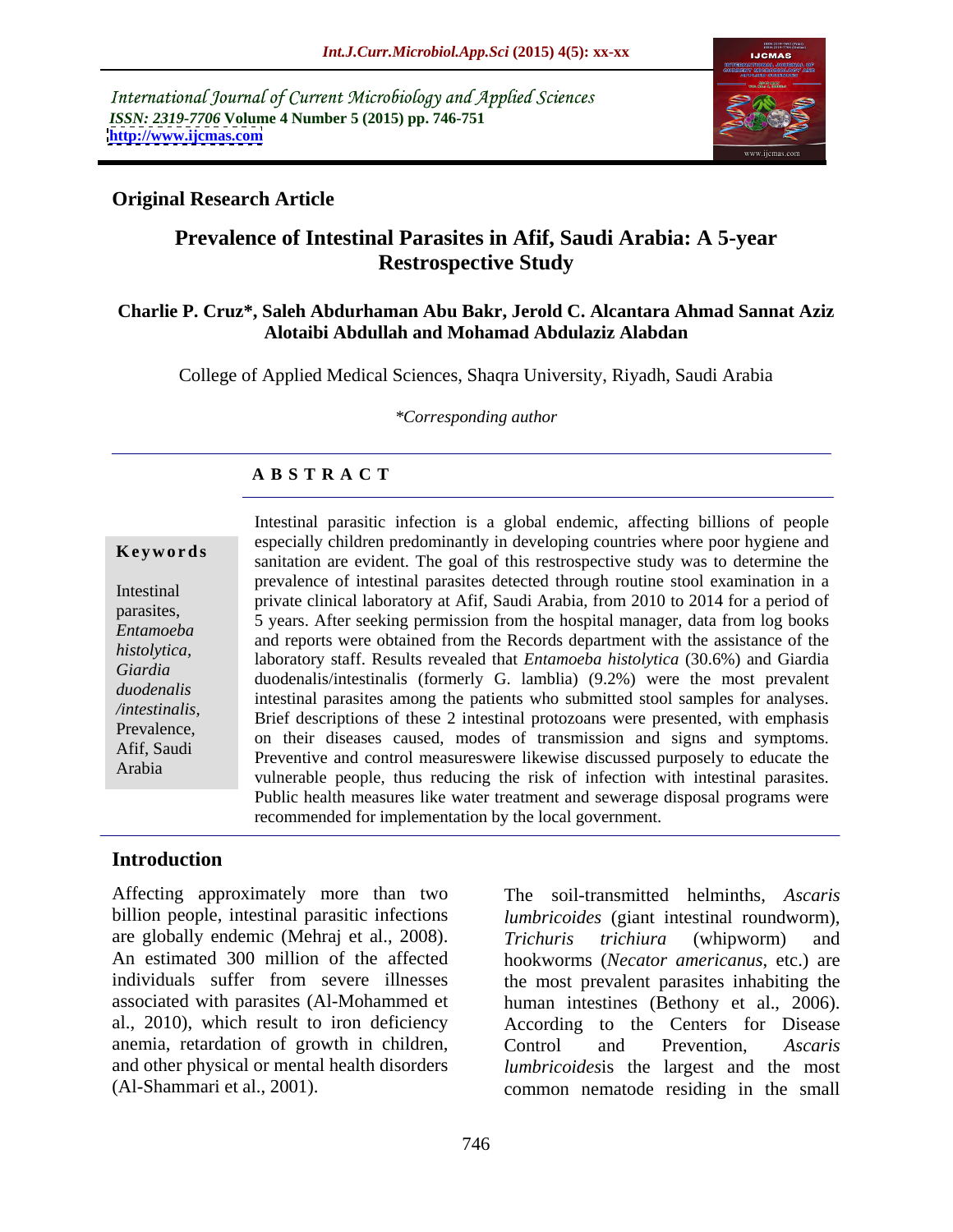International Journal of Current Microbiology and Applied Sciences
*ISSN: 2319-7706* **Volume 4 Number 5 (2015) pp. 746-751**
**http://www.ijcmas.com**

**Original Research Article**

# Prevalence of Intestinal Parasites in Afif, Saudi Arabia: A 5-year Restrospective Study

**Charlie P. Cruz*, Saleh Abdurhaman Abu Bakr, Jerold C. Alcantara Ahmad Sannat Aziz Alotaibi Abdullah and Mohamad Abdulaziz Alabdan**

College of Applied Medical Sciences, Shaqra University, Riyadh, Saudi Arabia

*\*Corresponding author*

**ABSTRACT**

**Keywords**

Intestinal parasites, *Entamoeba histolytica, Giardia duodenalis /intestinalis,* Prevalence, Afif, Saudi Arabia

Intestinal parasitic infection is a global endemic, affecting billions of people especially children predominantly in developing countries where poor hygiene and sanitation are evident. The goal of this restrospective study was to determine the prevalence of intestinal parasites detected through routine stool examination in a private clinical laboratory at Afif, Saudi Arabia, from 2010 to 2014 for a period of 5 years. After seeking permission from the hospital manager, data from log books and reports were obtained from the Records department with the assistance of the laboratory staff. Results revealed that *Entamoeba histolytica* (30.6%) and Giardia duodenalis/intestinalis (formerly G. lamblia) (9.2%) were the most prevalent intestinal parasites among the patients who submitted stool samples for analyses. Brief descriptions of these 2 intestinal protozoans were presented, with emphasis on their diseases caused, modes of transmission and signs and symptoms. Preventive and control measureswere likewise discussed purposely to educate the vulnerable people, thus reducing the risk of infection with intestinal parasites. Public health measures like water treatment and sewerage disposal programs were recommended for implementation by the local government.

## Introduction

Affecting approximately more than two billion people, intestinal parasitic infections are globally endemic (Mehraj et al., 2008). An estimated 300 million of the affected individuals suffer from severe illnesses associated with parasites (Al-Mohammed et al., 2010), which result to iron deficiency anemia, retardation of growth in children, and other physical or mental health disorders (Al-Shammari et al., 2001).

The soil-transmitted helminths, *Ascaris lumbricoides* (giant intestinal roundworm), *Trichuris trichiura* (whipworm) and hookworms (*Necator americanus*, etc.) are the most prevalent parasites inhabiting the human intestines (Bethony et al., 2006). According to the Centers for Disease Control and Prevention, *Ascaris lumbricoides*is the largest and the most common nematode residing in the small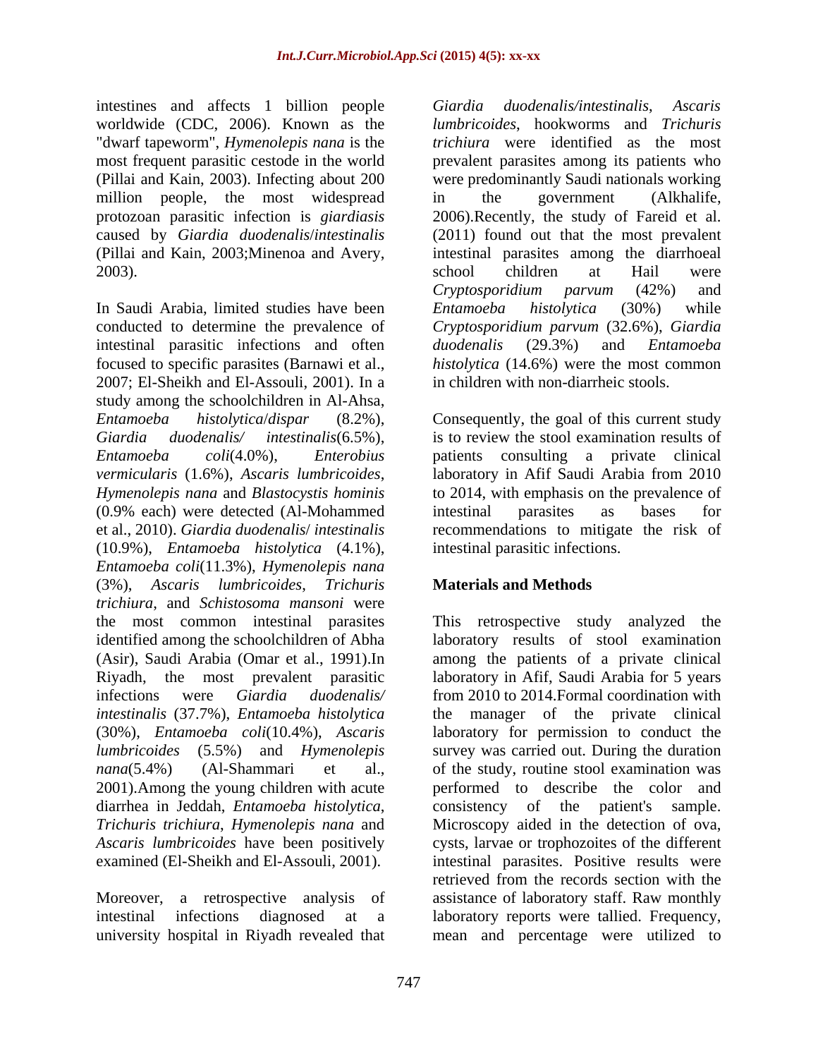intestines and affects 1 billion people worldwide (CDC, 2006). Known as the "dwarf tapeworm", *Hymenolepis nana* is the most frequent parasitic cestode in the world (Pillai and Kain, 2003). Infecting about 200 million people, the most widespread protozoan parasitic infection is *giardiasis* caused by *Giardia duodenalis*/*intestinalis* (Pillai and Kain, 2003;Minenoa and Avery, 2003).

In Saudi Arabia, limited studies have been conducted to determine the prevalence of intestinal parasitic infections and often focused to specific parasites (Barnawi et al., 2007; El-Sheikh and El-Assouli, 2001). In a study among the schoolchildren in Al-Ahsa, *Entamoeba histolytica*/*dispar* (8.2%), *Giardia duodenalis/ intestinalis*(6.5%), *Entamoeba coli*(4.0%), *Enterobius vermicularis* (1.6%), *Ascaris lumbricoides*, *Hymenolepis nana* and *Blastocystis hominis* (0.9% each) were detected (Al-Mohammed et al., 2010). *Giardia duodenalis*/ *intestinalis* (10.9%), *Entamoeba histolytica* (4.1%), *Entamoeba coli*(11.3%), *Hymenolepis nana* (3%), *Ascaris lumbricoides*, *Trichuris trichiura*, and *Schistosoma mansoni* were the most common intestinal parasites identified among the schoolchildren of Abha (Asir), Saudi Arabia (Omar et al., 1991).In Riyadh, the most prevalent parasitic infections were *Giardia duodenalis/ intestinalis* (37.7%), *Entamoeba histolytica* (30%), *Entamoeba coli*(10.4%), *Ascaris lumbricoides* (5.5%) and *Hymenolepis nana*(5.4%) (Al-Shammari et al., 2001).Among the young children with acute diarrhea in Jeddah, *Entamoeba histolytica*, *Trichuris trichiura*, *Hymenolepis nana* and *Ascaris lumbricoides* have been positively examined (El-Sheikh and El-Assouli, 2001).

Moreover, a retrospective analysis of intestinal infections diagnosed at a university hospital in Riyadh revealed that *Giardia duodenalis/intestinalis*, *Ascaris lumbricoides*, hookworms and *Trichuris trichiura* were identified as the most prevalent parasites among its patients who were predominantly Saudi nationals working in the government (Alkhalife, 2006).Recently, the study of Fareid et al. (2011) found out that the most prevalent intestinal parasites among the diarrhoeal school children at Hail were *Cryptosporidium parvum* (42%) and *Entamoeba histolytica* (30%) while *Cryptosporidium parvum* (32.6%), *Giardia duodenalis* (29.3%) and *Entamoeba histolytica* (14.6%) were the most common in children with non-diarrheic stools.

Consequently, the goal of this current study is to review the stool examination results of patients consulting a private clinical laboratory in Afif Saudi Arabia from 2010 to 2014, with emphasis on the prevalence of intestinal parasites as bases for recommendations to mitigate the risk of intestinal parasitic infections.

## Materials and Methods

This retrospective study analyzed the laboratory results of stool examination among the patients of a private clinical laboratory in Afif, Saudi Arabia for 5 years from 2010 to 2014.Formal coordination with the manager of the private clinical laboratory for permission to conduct the survey was carried out. During the duration of the study, routine stool examination was performed to describe the color and consistency of the patient's sample. Microscopy aided in the detection of ova, cysts, larvae or trophozoites of the different intestinal parasites. Positive results were retrieved from the records section with the assistance of laboratory staff. Raw monthly laboratory reports were tallied. Frequency, mean and percentage were utilized to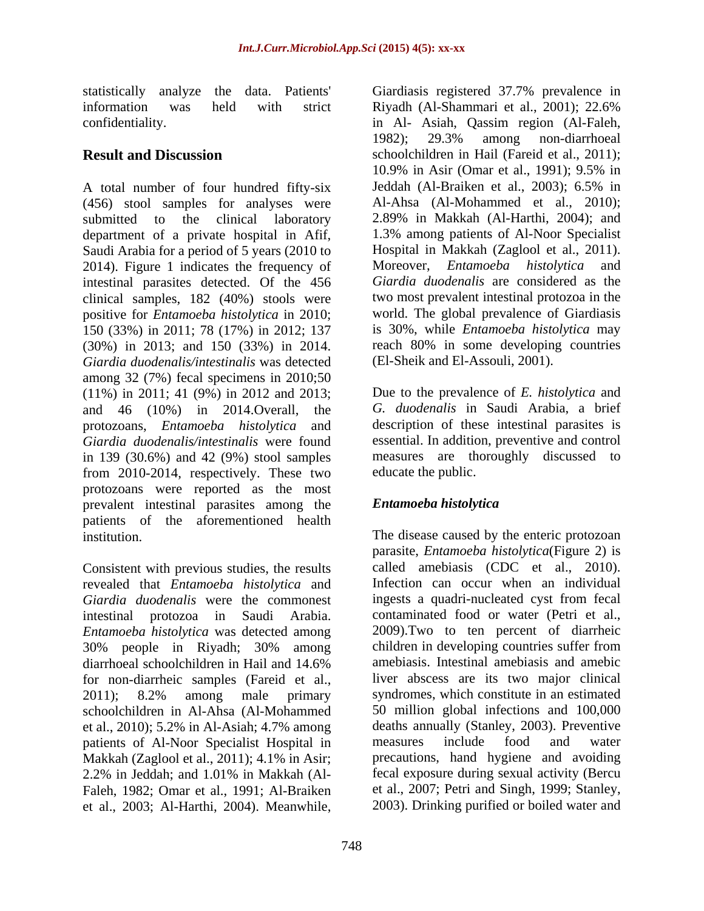statistically analyze the data. Patients' information was held with strict confidentiality.

## Result and Discussion

A total number of four hundred fifty-six (456) stool samples for analyses were submitted to the clinical laboratory department of a private hospital in Afif, Saudi Arabia for a period of 5 years (2010 to 2014). Figure 1 indicates the frequency of intestinal parasites detected. Of the 456 clinical samples, 182 (40%) stools were positive for *Entamoeba histolytica* in 2010; 150 (33%) in 2011; 78 (17%) in 2012; 137 (30%) in 2013; and 150 (33%) in 2014. *Giardia duodenalis/intestinalis* was detected among 32 (7%) fecal specimens in 2010;50 (11%) in 2011; 41 (9%) in 2012 and 2013; and 46 (10%) in 2014.Overall, the protozoans, *Entamoeba histolytica* and *Giardia duodenalis/intestinalis* were found in 139 (30.6%) and 42 (9%) stool samples from 2010-2014, respectively. These two protozoans were reported as the most prevalent intestinal parasites among the patients of the aforementioned health institution.

Consistent with previous studies, the results revealed that *Entamoeba histolytica* and *Giardia duodenalis* were the commonest intestinal protozoa in Saudi Arabia. *Entamoeba histolytica* was detected among 30% people in Riyadh; 30% among diarrhoeal schoolchildren in Hail and 14.6% for non-diarrheic samples (Fareid et al., 2011); 8.2% among male primary schoolchildren in Al-Ahsa (Al-Mohammed et al., 2010); 5.2% in Al-Asiah; 4.7% among patients of Al-Noor Specialist Hospital in Makkah (Zaglool et al., 2011); 4.1% in Asir; 2.2% in Jeddah; and 1.01% in Makkah (Al-Faleh, 1982; Omar et al., 1991; Al-Braiken et al., 2003; Al-Harthi, 2004). Meanwhile, Giardiasis registered 37.7% prevalence in Riyadh (Al-Shammari et al., 2001); 22.6% in Al- Asiah, Qassim region (Al-Faleh, 1982); 29.3% among non-diarrhoeal schoolchildren in Hail (Fareid et al., 2011); 10.9% in Asir (Omar et al., 1991); 9.5% in Jeddah (Al-Braiken et al., 2003); 6.5% in Al-Ahsa (Al-Mohammed et al., 2010); 2.89% in Makkah (Al-Harthi, 2004); and 1.3% among patients of Al-Noor Specialist Hospital in Makkah (Zaglool et al., 2011). Moreover, *Entamoeba histolytica* and *Giardia duodenalis* are considered as the two most prevalent intestinal protozoa in the world. The global prevalence of Giardiasis is 30%, while *Entamoeba histolytica* may reach 80% in some developing countries (El-Sheik and El-Assouli, 2001).

Due to the prevalence of *E. histolytica* and *G. duodenalis* in Saudi Arabia, a brief description of these intestinal parasites is essential. In addition, preventive and control measures are thoroughly discussed to educate the public.

### *Entamoeba histolytica*

The disease caused by the enteric protozoan parasite, *Entamoeba histolytica*(Figure 2) is called amebiasis (CDC et al., 2010). Infection can occur when an individual ingests a quadri-nucleated cyst from fecal contaminated food or water (Petri et al., 2009).Two to ten percent of diarrheic children in developing countries suffer from amebiasis. Intestinal amebiasis and amebic liver abscess are its two major clinical syndromes, which constitute in an estimated 50 million global infections and 100,000 deaths annually (Stanley, 2003). Preventive measures include food and water precautions, hand hygiene and avoiding fecal exposure during sexual activity (Bercu et al., 2007; Petri and Singh, 1999; Stanley, 2003). Drinking purified or boiled water and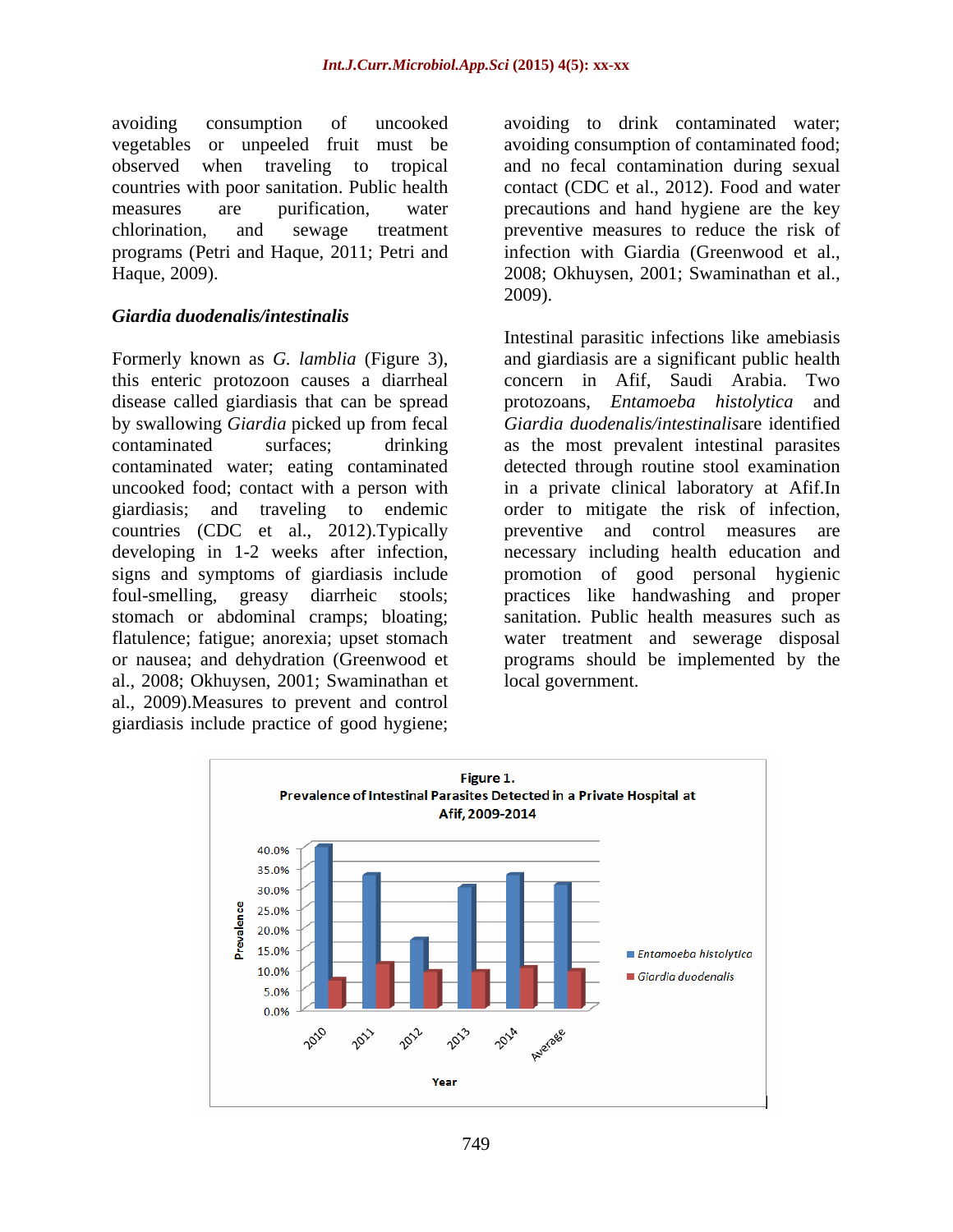avoiding consumption of uncooked vegetables or unpeeled fruit must be observed when traveling to tropical countries with poor sanitation. Public health measures are purification, water chlorination, and sewage treatment programs (Petri and Haque, 2011; Petri and Haque, 2009).

### *Giardia duodenalis/intestinalis*

Formerly known as *G. lamblia* (Figure 3), this enteric protozoon causes a diarrheal disease called giardiasis that can be spread by swallowing *Giardia* picked up from fecal contaminated surfaces; drinking contaminated water; eating contaminated uncooked food; contact with a person with giardiasis; and traveling to endemic countries (CDC et al., 2012).Typically developing in 1-2 weeks after infection, signs and symptoms of giardiasis include foul-smelling, greasy diarrheic stools; stomach or abdominal cramps; bloating; flatulence; fatigue; anorexia; upset stomach or nausea; and dehydration (Greenwood et al., 2008; Okhuysen, 2001; Swaminathan et al., 2009).Measures to prevent and control giardiasis include practice of good hygiene; avoiding to drink contaminated water; avoiding consumption of contaminated food; and no fecal contamination during sexual contact (CDC et al., 2012). Food and water precautions and hand hygiene are the key preventive measures to reduce the risk of infection with Giardia (Greenwood et al., 2008; Okhuysen, 2001; Swaminathan et al., 2009).

Intestinal parasitic infections like amebiasis and giardiasis are a significant public health concern in Afif, Saudi Arabia. Two protozoans, *Entamoeba histolytica* and *Giardia duodenalis/intestinalis*are identified as the most prevalent intestinal parasites detected through routine stool examination in a private clinical laboratory at Afif.In order to mitigate the risk of infection, preventive and control measures are necessary including health education and promotion of good personal hygienic practices like handwashing and proper sanitation. Public health measures such as water treatment and sewerage disposal programs should be implemented by the local government.

**Figure 1.**
**Prevalence of Intestinal Parasites Detected in a Private Hospital at Afif, 2009-2014**

| Year | *Entamoeba histolytica* | *Giardia duodenalis* |
|---|---|---|
| 2010 | ~40% | ~7% |
| 2011 | ~33% | ~11% |
| 2012 | ~17% | ~9% |
| 2013 | ~30% | ~9% |
| 2014 | ~33% | ~10% |
| Average | ~31% | ~9% |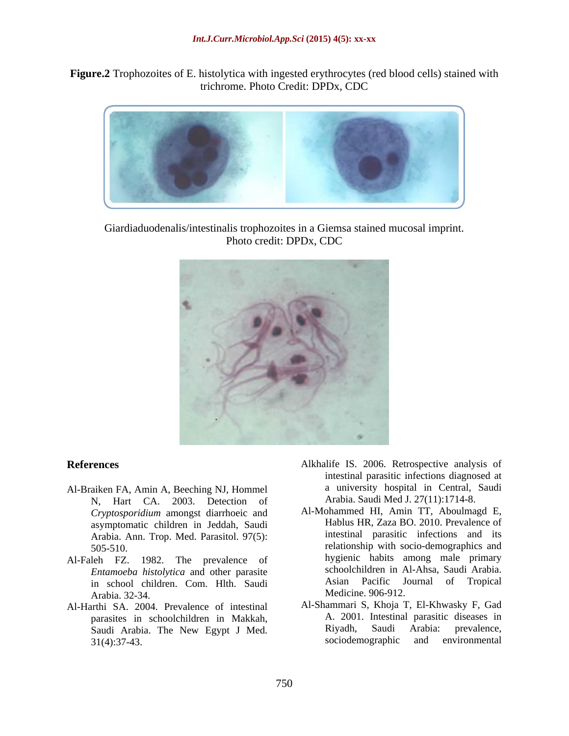**Figure.2** Trophozoites of E. histolytica with ingested erythrocytes (red blood cells) stained with trichrome. Photo Credit: DPDx, CDC

Giardiaduodenalis/intestinalis trophozoites in a Giemsa stained mucosal imprint. Photo credit: DPDx, CDC

## References

Al-Braiken FA, Amin A, Beeching NJ, Hommel N, Hart CA. 2003. Detection of *Cryptosporidium* amongst diarrhoeic and asymptomatic children in Jeddah, Saudi Arabia. Ann. Trop. Med. Parasitol. 97(5): 505-510.

Al-Faleh FZ. 1982. The prevalence of *Entamoeba histolytica* and other parasite in school children. Com. Hlth. Saudi Arabia. 32-34.

Al-Harthi SA. 2004. Prevalence of intestinal parasites in schoolchildren in Makkah, Saudi Arabia. The New Egypt J Med. 31(4):37-43.

Alkhalife IS. 2006. Retrospective analysis of intestinal parasitic infections diagnosed at a university hospital in Central, Saudi Arabia. Saudi Med J. 27(11):1714-8.

Al-Mohammed HI, Amin TT, Aboulmagd E, Hablus HR, Zaza BO. 2010. Prevalence of intestinal parasitic infections and its relationship with socio-demographics and hygienic habits among male primary schoolchildren in Al-Ahsa, Saudi Arabia. Asian Pacific Journal of Tropical Medicine. 906-912.

Al-Shammari S, Khoja T, El-Khwasky F, Gad A. 2001. Intestinal parasitic diseases in Riyadh, Saudi Arabia: prevalence, sociodemographic and environmental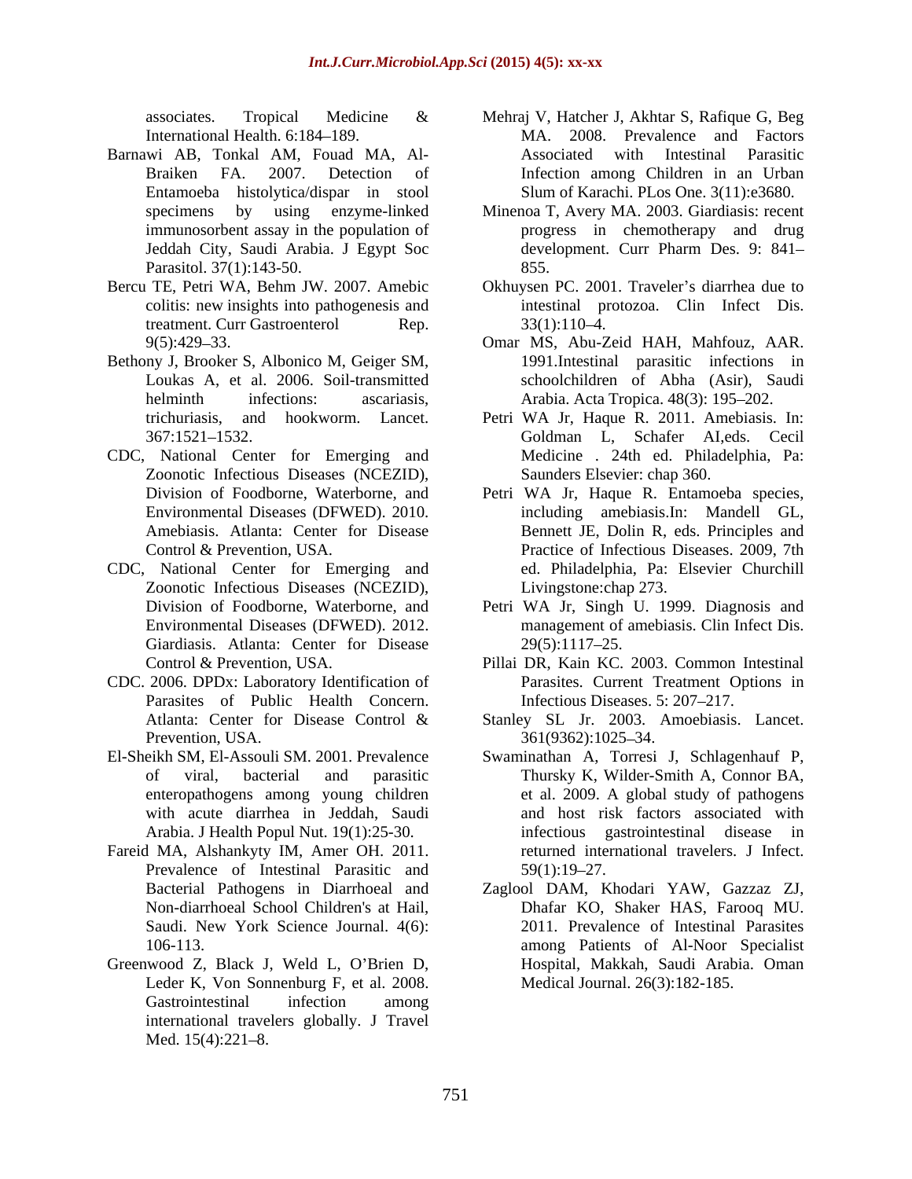associates. Tropical Medicine & International Health. 6:184–189.

Barnawi AB, Tonkal AM, Fouad MA, Al-Braiken FA. 2007. Detection of Entamoeba histolytica/dispar in stool specimens by using enzyme-linked immunosorbent assay in the population of Jeddah City, Saudi Arabia. J Egypt Soc Parasitol. 37(1):143-50.

Bercu TE, Petri WA, Behm JW. 2007. Amebic colitis: new insights into pathogenesis and treatment. Curr Gastroenterol Rep. 9(5):429–33.

Bethony J, Brooker S, Albonico M, Geiger SM, Loukas A, et al. 2006. Soil-transmitted helminth infections: ascariasis, trichuriasis, and hookworm. Lancet. 367:1521–1532.

CDC, National Center for Emerging and Zoonotic Infectious Diseases (NCEZID), Division of Foodborne, Waterborne, and Environmental Diseases (DFWED). 2010. Amebiasis. Atlanta: Center for Disease Control & Prevention, USA.

CDC, National Center for Emerging and Zoonotic Infectious Diseases (NCEZID), Division of Foodborne, Waterborne, and Environmental Diseases (DFWED). 2012. Giardiasis. Atlanta: Center for Disease Control & Prevention, USA.

CDC. 2006. DPDx: Laboratory Identification of Parasites of Public Health Concern. Atlanta: Center for Disease Control & Prevention, USA.

El-Sheikh SM, El-Assouli SM. 2001. Prevalence of viral, bacterial and parasitic enteropathogens among young children with acute diarrhea in Jeddah, Saudi Arabia. J Health Popul Nut. 19(1):25-30.

Fareid MA, Alshankyty IM, Amer OH. 2011. Prevalence of Intestinal Parasitic and Bacterial Pathogens in Diarrhoeal and Non-diarrhoeal School Children's at Hail, Saudi. New York Science Journal. 4(6): 106-113.

Greenwood Z, Black J, Weld L, O'Brien D, Leder K, Von Sonnenburg F, et al. 2008. Gastrointestinal infection among international travelers globally. J Travel Med. 15(4):221–8.

Mehraj V, Hatcher J, Akhtar S, Rafique G, Beg MA. 2008. Prevalence and Factors Associated with Intestinal Parasitic Infection among Children in an Urban Slum of Karachi. PLos One. 3(11):e3680.

Minenoa T, Avery MA. 2003. Giardiasis: recent progress in chemotherapy and drug development. Curr Pharm Des. 9: 841–855.

Okhuysen PC. 2001. Traveler's diarrhea due to intestinal protozoa. Clin Infect Dis. 33(1):110–4.

Omar MS, Abu-Zeid HAH, Mahfouz, AAR. 1991.Intestinal parasitic infections in schoolchildren of Abha (Asir), Saudi Arabia. Acta Tropica. 48(3): 195–202.

Petri WA Jr, Haque R. 2011. Amebiasis. In: Goldman L, Schafer AI,eds. Cecil Medicine . 24th ed. Philadelphia, Pa: Saunders Elsevier: chap 360.

Petri WA Jr, Haque R. Entamoeba species, including amebiasis.In: Mandell GL, Bennett JE, Dolin R, eds. Principles and Practice of Infectious Diseases. 2009, 7th ed. Philadelphia, Pa: Elsevier Churchill Livingstone:chap 273.

Petri WA Jr, Singh U. 1999. Diagnosis and management of amebiasis. Clin Infect Dis. 29(5):1117–25.

Pillai DR, Kain KC. 2003. Common Intestinal Parasites. Current Treatment Options in Infectious Diseases. 5: 207–217.

Stanley SL Jr. 2003. Amoebiasis. Lancet. 361(9362):1025–34.

Swaminathan A, Torresi J, Schlagenhauf P, Thursky K, Wilder-Smith A, Connor BA, et al. 2009. A global study of pathogens and host risk factors associated with infectious gastrointestinal disease in returned international travelers. J Infect. 59(1):19–27.

Zaglool DAM, Khodari YAW, Gazzaz ZJ, Dhafar KO, Shaker HAS, Farooq MU. 2011. Prevalence of Intestinal Parasites among Patients of Al-Noor Specialist Hospital, Makkah, Saudi Arabia. Oman Medical Journal. 26(3):182-185.